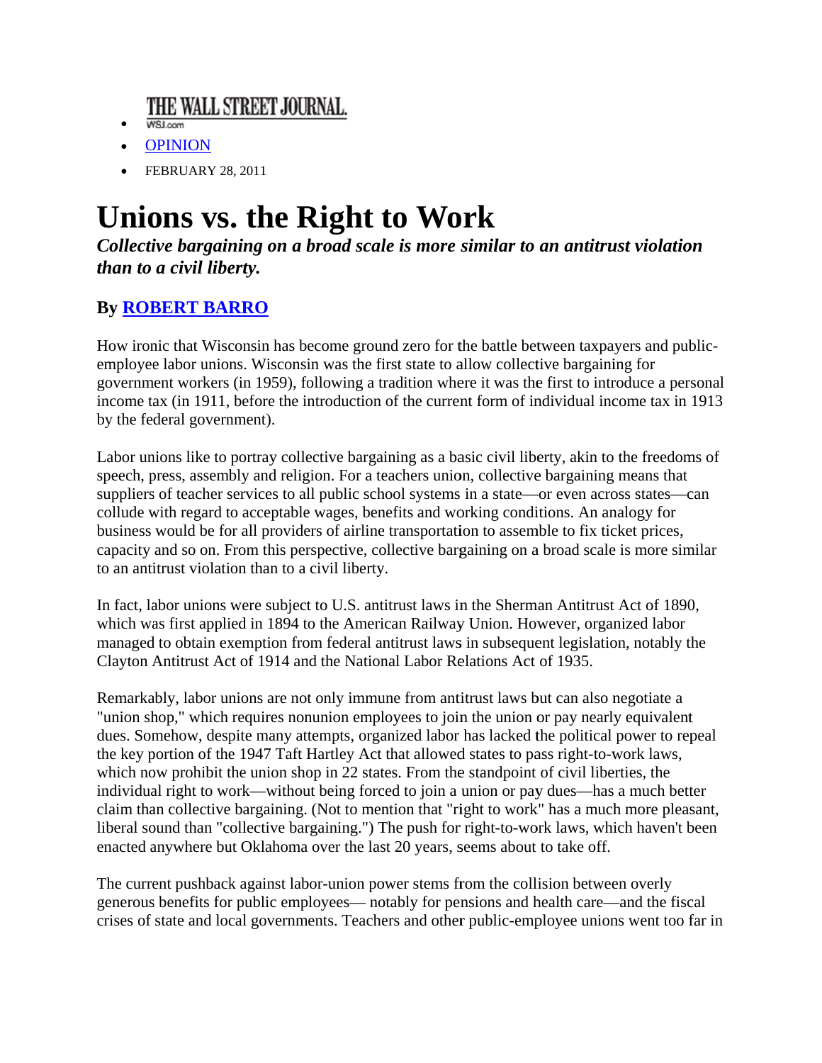- THE WALL STREET JOURNAL. WSJ.com
- OPINION
- FEBRUARY 28, 2011

# Unions vs. the Right to Work

***Collective bargaining on a broad scale is more similar to an antitrust violation than to a civil liberty.***

### By ROBERT BARRO

How ironic that Wisconsin has become ground zero for the battle between taxpayers and public-employee labor unions. Wisconsin was the first state to allow collective bargaining for government workers (in 1959), following a tradition where it was the first to introduce a personal income tax (in 1911, before the introduction of the current form of individual income tax in 1913 by the federal government).

Labor unions like to portray collective bargaining as a basic civil liberty, akin to the freedoms of speech, press, assembly and religion. For a teachers union, collective bargaining means that suppliers of teacher services to all public school systems in a state—or even across states—can collude with regard to acceptable wages, benefits and working conditions. An analogy for business would be for all providers of airline transportation to assemble to fix ticket prices, capacity and so on. From this perspective, collective bargaining on a broad scale is more similar to an antitrust violation than to a civil liberty.

In fact, labor unions were subject to U.S. antitrust laws in the Sherman Antitrust Act of 1890, which was first applied in 1894 to the American Railway Union. However, organized labor managed to obtain exemption from federal antitrust laws in subsequent legislation, notably the Clayton Antitrust Act of 1914 and the National Labor Relations Act of 1935.

Remarkably, labor unions are not only immune from antitrust laws but can also negotiate a "union shop," which requires nonunion employees to join the union or pay nearly equivalent dues. Somehow, despite many attempts, organized labor has lacked the political power to repeal the key portion of the 1947 Taft Hartley Act that allowed states to pass right-to-work laws, which now prohibit the union shop in 22 states. From the standpoint of civil liberties, the individual right to work—without being forced to join a union or pay dues—has a much better claim than collective bargaining. (Not to mention that "right to work" has a much more pleasant, liberal sound than "collective bargaining.") The push for right-to-work laws, which haven't been enacted anywhere but Oklahoma over the last 20 years, seems about to take off.

The current pushback against labor-union power stems from the collision between overly generous benefits for public employees— notably for pensions and health care—and the fiscal crises of state and local governments. Teachers and other public-employee unions went too far in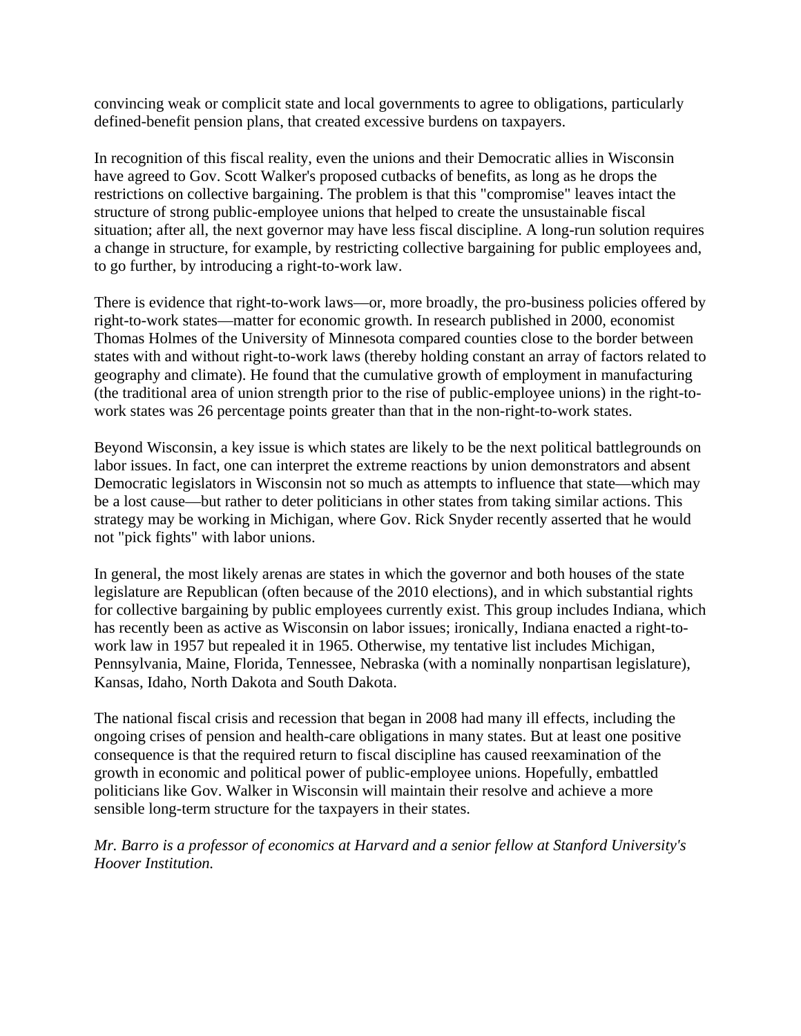convincing weak or complicit state and local governments to agree to obligations, particularly defined-benefit pension plans, that created excessive burdens on taxpayers.

In recognition of this fiscal reality, even the unions and their Democratic allies in Wisconsin have agreed to Gov. Scott Walker's proposed cutbacks of benefits, as long as he drops the restrictions on collective bargaining. The problem is that this "compromise" leaves intact the structure of strong public-employee unions that helped to create the unsustainable fiscal situation; after all, the next governor may have less fiscal discipline. A long-run solution requires a change in structure, for example, by restricting collective bargaining for public employees and, to go further, by introducing a right-to-work law.

There is evidence that right-to-work laws—or, more broadly, the pro-business policies offered by right-to-work states—matter for economic growth. In research published in 2000, economist Thomas Holmes of the University of Minnesota compared counties close to the border between states with and without right-to-work laws (thereby holding constant an array of factors related to geography and climate). He found that the cumulative growth of employment in manufacturing (the traditional area of union strength prior to the rise of public-employee unions) in the right-to-work states was 26 percentage points greater than that in the non-right-to-work states.

Beyond Wisconsin, a key issue is which states are likely to be the next political battlegrounds on labor issues. In fact, one can interpret the extreme reactions by union demonstrators and absent Democratic legislators in Wisconsin not so much as attempts to influence that state—which may be a lost cause—but rather to deter politicians in other states from taking similar actions. This strategy may be working in Michigan, where Gov. Rick Snyder recently asserted that he would not "pick fights" with labor unions.

In general, the most likely arenas are states in which the governor and both houses of the state legislature are Republican (often because of the 2010 elections), and in which substantial rights for collective bargaining by public employees currently exist. This group includes Indiana, which has recently been as active as Wisconsin on labor issues; ironically, Indiana enacted a right-to-work law in 1957 but repealed it in 1965. Otherwise, my tentative list includes Michigan, Pennsylvania, Maine, Florida, Tennessee, Nebraska (with a nominally nonpartisan legislature), Kansas, Idaho, North Dakota and South Dakota.

The national fiscal crisis and recession that began in 2008 had many ill effects, including the ongoing crises of pension and health-care obligations in many states. But at least one positive consequence is that the required return to fiscal discipline has caused reexamination of the growth in economic and political power of public-employee unions. Hopefully, embattled politicians like Gov. Walker in Wisconsin will maintain their resolve and achieve a more sensible long-term structure for the taxpayers in their states.

*Mr. Barro is a professor of economics at Harvard and a senior fellow at Stanford University's Hoover Institution.*